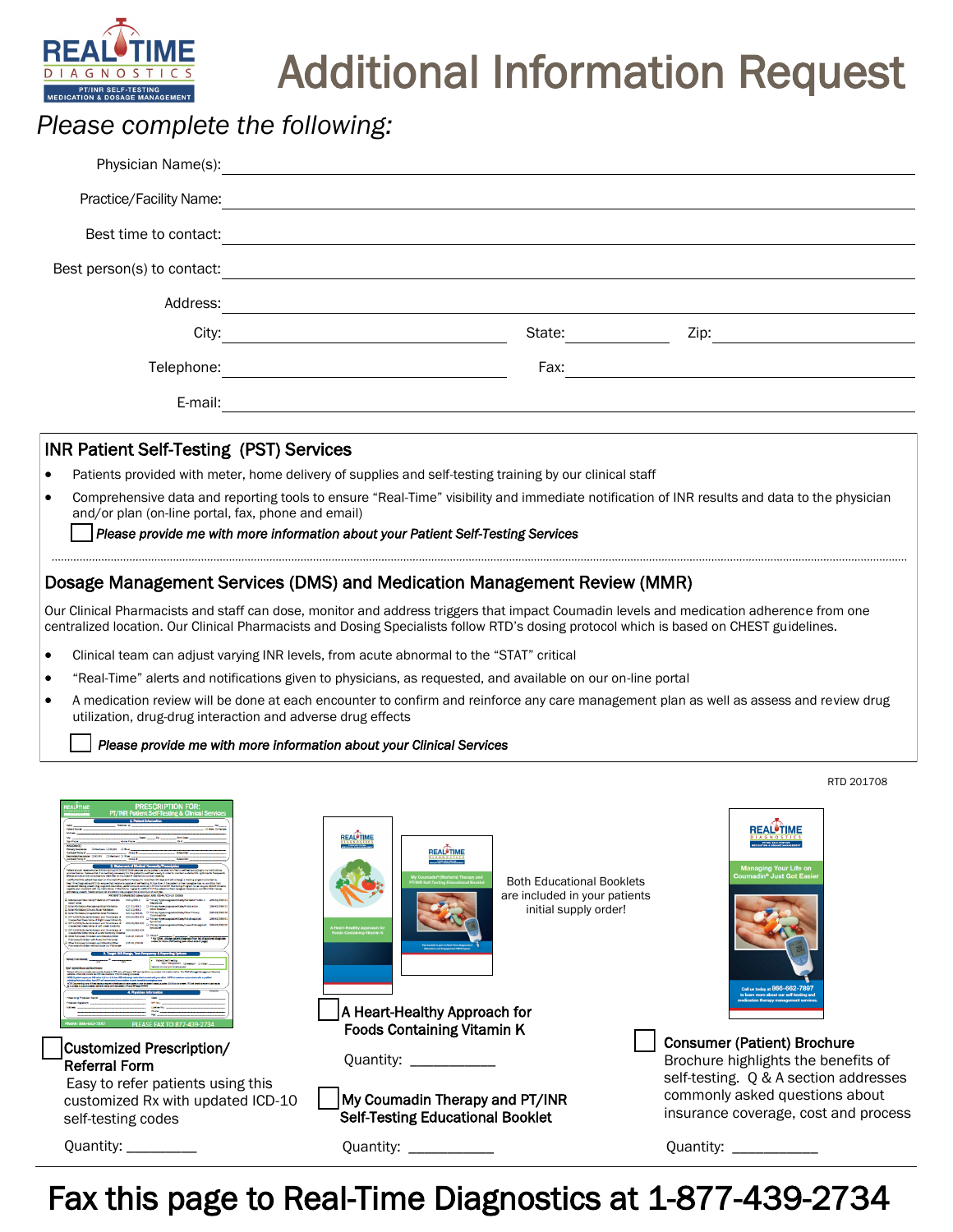# Additional Information Request

*Please complete the following:*

Physician Name(s): ______________________________

Practice/Facility Name: ______________________________

Best time to contact: ______________________________

Best person(s) to contact: ______________________________

Address: ______________________________

City: ____________________ State: __________ Zip: ______________

Telephone: ____________________ Fax: ______________________

E-mail: ______________________________

## INR Patient Self-Testing (PST) Services

- Patients provided with meter, home delivery of supplies and self-testing training by our clinical staff
- Comprehensive data and reporting tools to ensure "Real-Time" visibility and immediate notification of INR results and data to the physician and/or plan (on-line portal, fax, phone and email)

☐ *Please provide me with more information about your Patient Self-Testing Services*

## Dosage Management Services (DMS) and Medication Management Review (MMR)

Our Clinical Pharmacists and staff can dose, monitor and address triggers that impact Coumadin levels and medication adherence from one centralized location. Our Clinical Pharmacists and Dosing Specialists follow RTD's dosing protocol which is based on CHEST guidelines.

- Clinical team can adjust varying INR levels, from acute abnormal to the "STAT" critical
- "Real-Time" alerts and notifications given to physicians, as requested, and available on our on-line portal
- A medication review will be done at each encounter to confirm and reinforce any care management plan as well as assess and review drug utilization, drug-drug interaction and adverse drug effects

☐ *Please provide me with more information about your Clinical Services*

RTD 201708

Both Educational Booklets are included in your patients initial supply order!

☐ **Customized Prescription/ Referral Form**
Easy to refer patients using this customized Rx with updated ICD-10 self-testing codes

Quantity: _________

☐ **A Heart-Healthy Approach for Foods Containing Vitamin K**

Quantity: ___________

☐ **My Coumadin Therapy and PT/INR Self-Testing Educational Booklet**

Quantity: ___________

☐ **Consumer (Patient) Brochure**
Brochure highlights the benefits of self-testing. Q & A section addresses commonly asked questions about insurance coverage, cost and process

Quantity: ___________

# Fax this page to Real-Time Diagnostics at 1-877-439-2734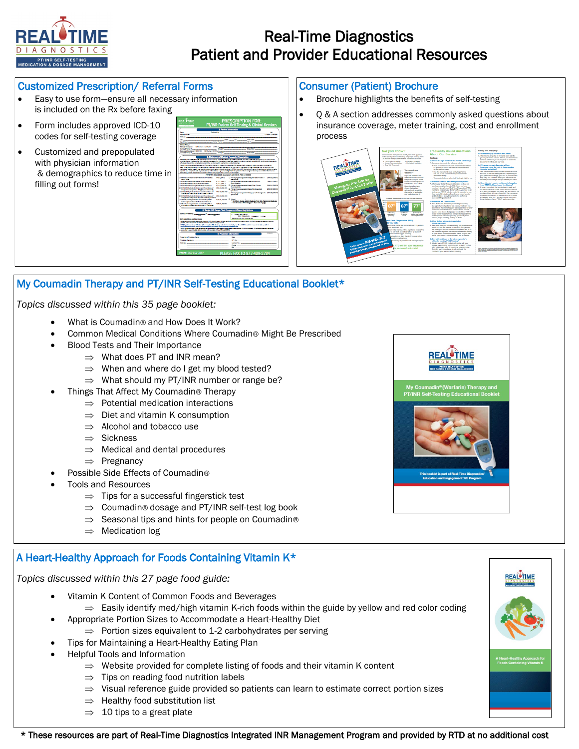# Real-Time Diagnostics Patient and Provider Educational Resources

## Customized Prescription/ Referral Forms

- Easy to use form—ensure all necessary information is included on the Rx before faxing
- Form includes approved ICD-10 codes for self-testing coverage
- Customized and prepopulated with physician information & demographics to reduce time in filling out forms!

## Consumer (Patient) Brochure

- Brochure highlights the benefits of self-testing
- Q & A section addresses commonly asked questions about insurance coverage, meter training, cost and enrollment process

## My Coumadin Therapy and PT/INR Self-Testing Educational Booklet*

*Topics discussed within this 35 page booklet:*

- What is Coumadin® and How Does It Work?
- Common Medical Conditions Where Coumadin® Might Be Prescribed
- Blood Tests and Their Importance
  - ⇒ What does PT and INR mean?
  - ⇒ When and where do I get my blood tested?
  - ⇒ What should my PT/INR number or range be?
- Things That Affect My Coumadin® Therapy
  - ⇒ Potential medication interactions
  - ⇒ Diet and vitamin K consumption
  - ⇒ Alcohol and tobacco use
  - ⇒ Sickness
  - ⇒ Medical and dental procedures
  - ⇒ Pregnancy
- Possible Side Effects of Coumadin®
- Tools and Resources
  - ⇒ Tips for a successful fingerstick test
  - ⇒ Coumadin® dosage and PT/INR self-test log book
  - ⇒ Seasonal tips and hints for people on Coumadin®
  - ⇒ Medication log

## A Heart-Healthy Approach for Foods Containing Vitamin K*

*Topics discussed within this 27 page food guide:*

- Vitamin K Content of Common Foods and Beverages
  - ⇒ Easily identify med/high vitamin K-rich foods within the guide by yellow and red color coding
- Appropriate Portion Sizes to Accommodate a Heart-Healthy Diet
  - ⇒ Portion sizes equivalent to 1-2 carbohydrates per serving
- Tips for Maintaining a Heart-Healthy Eating Plan
- Helpful Tools and Information
  - ⇒ Website provided for complete listing of foods and their vitamin K content
  - ⇒ Tips on reading food nutrition labels
  - ⇒ Visual reference guide provided so patients can learn to estimate correct portion sizes
  - ⇒ Healthy food substitution list
  - ⇒ 10 tips to a great plate

\* These resources are part of Real-Time Diagnostics Integrated INR Management Program and provided by RTD at no additional cost